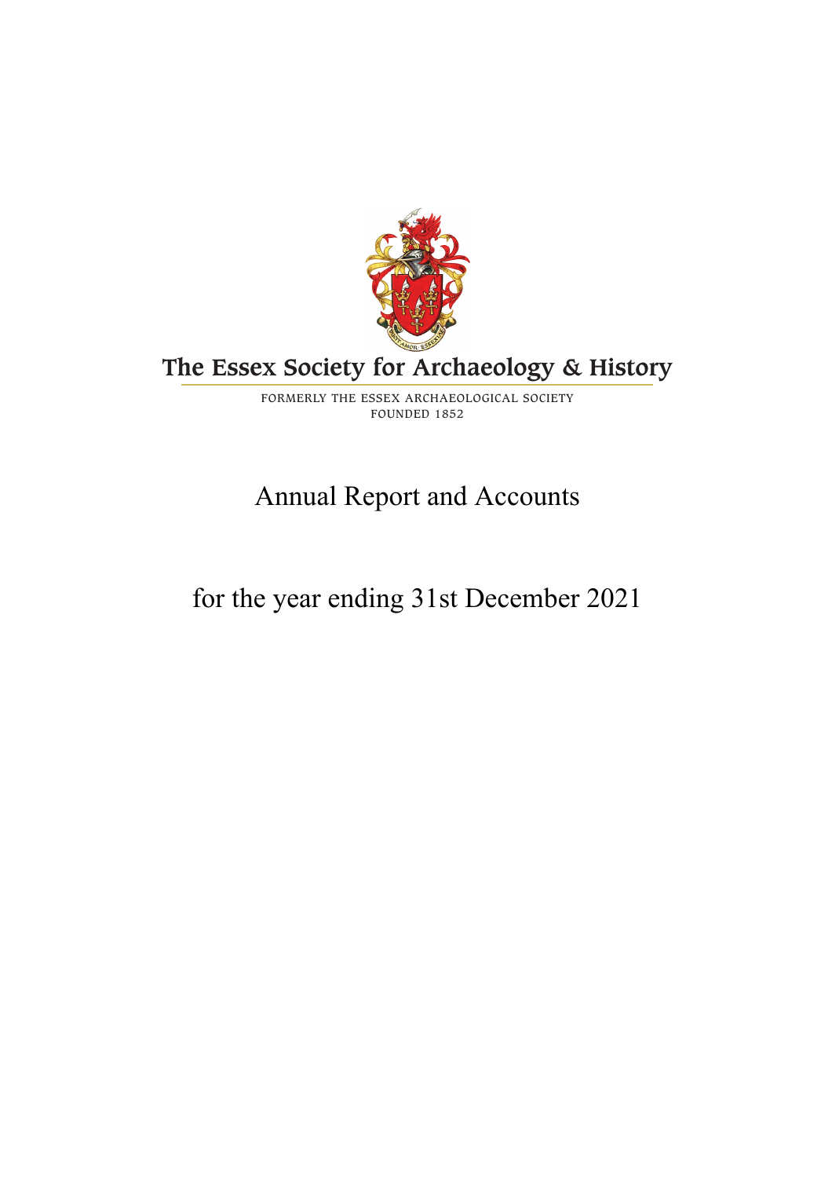# The Essex Society for Archaeology & History

FORMERLY THE ESSEX ARCHAEOLOGICAL SOCIETY
FOUNDED 1852

## Annual Report and Accounts

## for the year ending 31st December 2021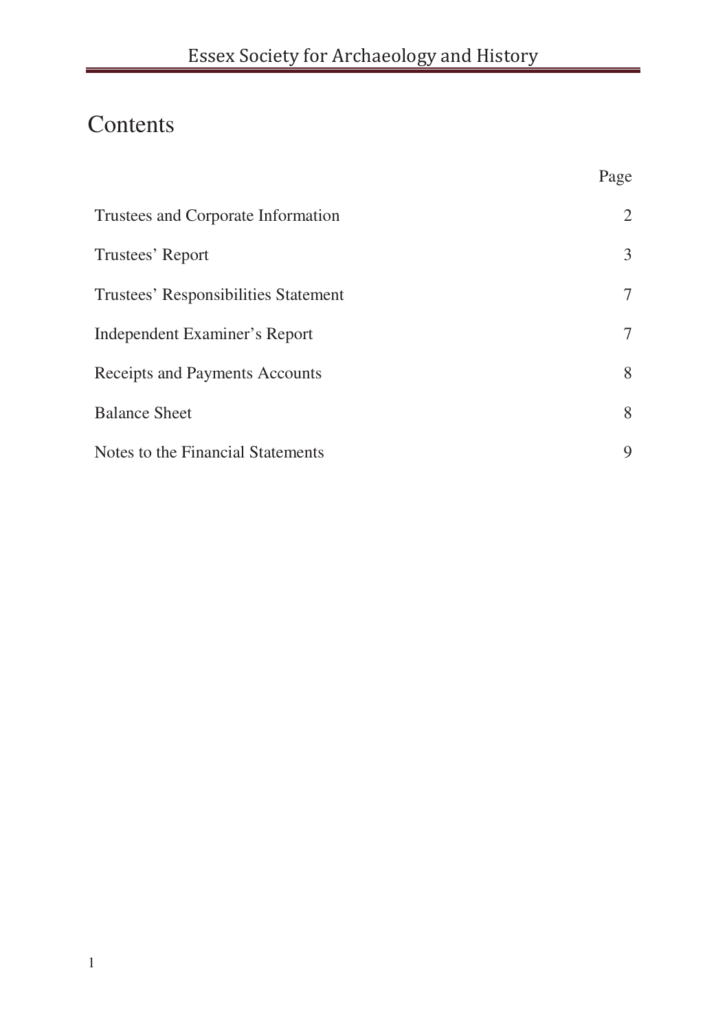# Contents

| | Page |
|---|---|
| Trustees and Corporate Information | 2 |
| Trustees' Report | 3 |
| Trustees' Responsibilities Statement | 7 |
| Independent Examiner's Report | 7 |
| Receipts and Payments Accounts | 8 |
| Balance Sheet | 8 |
| Notes to the Financial Statements | 9 |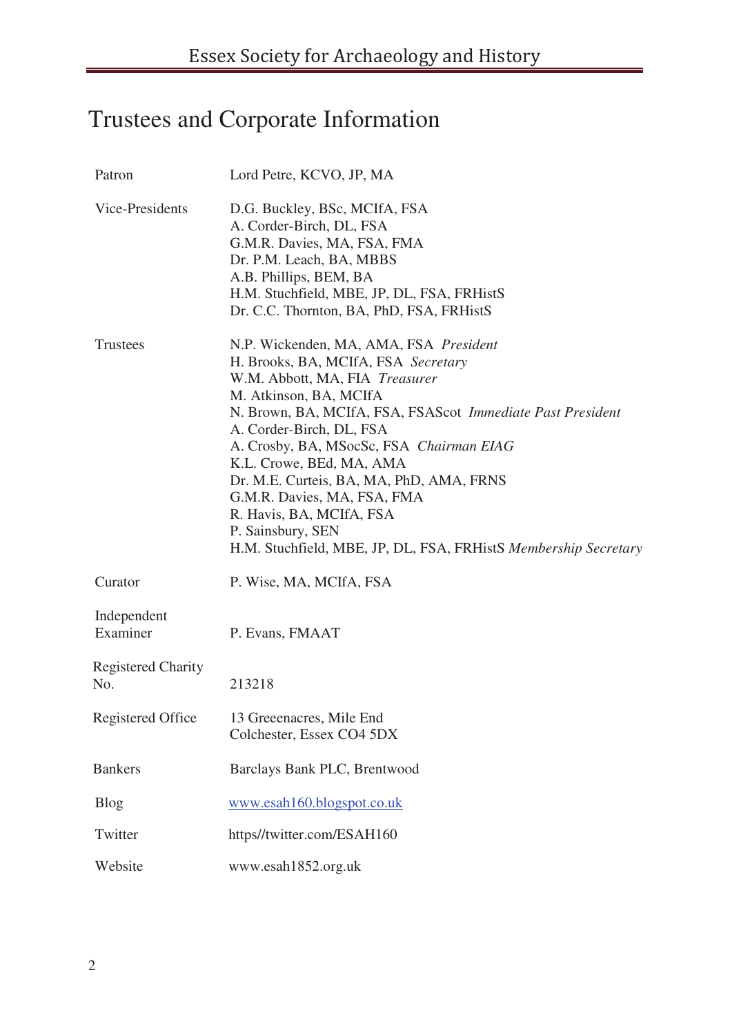# Trustees and Corporate Information

| | |
|---|---|
| Patron | Lord Petre, KCVO, JP, MA |
| Vice-Presidents | D.G. Buckley, BSc, MCIfA, FSA<br>A. Corder-Birch, DL, FSA<br>G.M.R. Davies, MA, FSA, FMA<br>Dr. P.M. Leach, BA, MBBS<br>A.B. Phillips, BEM, BA<br>H.M. Stuchfield, MBE, JP, DL, FSA, FRHistS<br>Dr. C.C. Thornton, BA, PhD, FSA, FRHistS |
| Trustees | N.P. Wickenden, MA, AMA, FSA *President*<br>H. Brooks, BA, MCIfA, FSA *Secretary*<br>W.M. Abbott, MA, FIA *Treasurer*<br>M. Atkinson, BA, MCIfA<br>N. Brown, BA, MCIfA, FSA, FSAScot *Immediate Past President*<br>A. Corder-Birch, DL, FSA<br>A. Crosby, BA, MSocSc, FSA *Chairman EIAG*<br>K.L. Crowe, BEd, MA, AMA<br>Dr. M.E. Curteis, BA, MA, PhD, AMA, FRNS<br>G.M.R. Davies, MA, FSA, FMA<br>R. Havis, BA, MCIfA, FSA<br>P. Sainsbury, SEN<br>H.M. Stuchfield, MBE, JP, DL, FSA, FRHistS *Membership Secretary* |
| Curator | P. Wise, MA, MCIfA, FSA |
| Independent Examiner | P. Evans, FMAAT |
| Registered Charity No. | 213218 |
| Registered Office | 13 Greeenacres, Mile End<br>Colchester, Essex CO4 5DX |
| Bankers | Barclays Bank PLC, Brentwood |
| Blog | www.esah160.blogspot.co.uk |
| Twitter | https//twitter.com/ESAH160 |
| Website | www.esah1852.org.uk |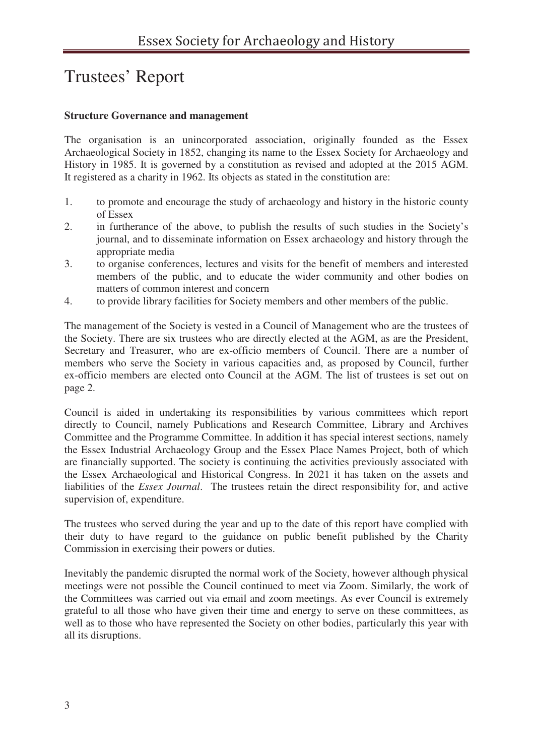# Trustees' Report

**Structure Governance and management**

The organisation is an unincorporated association, originally founded as the Essex Archaeological Society in 1852, changing its name to the Essex Society for Archaeology and History in 1985. It is governed by a constitution as revised and adopted at the 2015 AGM. It registered as a charity in 1962. Its objects as stated in the constitution are:

1. to promote and encourage the study of archaeology and history in the historic county of Essex
2. in furtherance of the above, to publish the results of such studies in the Society's journal, and to disseminate information on Essex archaeology and history through the appropriate media
3. to organise conferences, lectures and visits for the benefit of members and interested members of the public, and to educate the wider community and other bodies on matters of common interest and concern
4. to provide library facilities for Society members and other members of the public.

The management of the Society is vested in a Council of Management who are the trustees of the Society. There are six trustees who are directly elected at the AGM, as are the President, Secretary and Treasurer, who are ex-officio members of Council. There are a number of members who serve the Society in various capacities and, as proposed by Council, further ex-officio members are elected onto Council at the AGM. The list of trustees is set out on page 2.

Council is aided in undertaking its responsibilities by various committees which report directly to Council, namely Publications and Research Committee, Library and Archives Committee and the Programme Committee. In addition it has special interest sections, namely the Essex Industrial Archaeology Group and the Essex Place Names Project, both of which are financially supported. The society is continuing the activities previously associated with the Essex Archaeological and Historical Congress. In 2021 it has taken on the assets and liabilities of the *Essex Journal*. The trustees retain the direct responsibility for, and active supervision of, expenditure.

The trustees who served during the year and up to the date of this report have complied with their duty to have regard to the guidance on public benefit published by the Charity Commission in exercising their powers or duties.

Inevitably the pandemic disrupted the normal work of the Society, however although physical meetings were not possible the Council continued to meet via Zoom. Similarly, the work of the Committees was carried out via email and zoom meetings. As ever Council is extremely grateful to all those who have given their time and energy to serve on these committees, as well as to those who have represented the Society on other bodies, particularly this year with all its disruptions.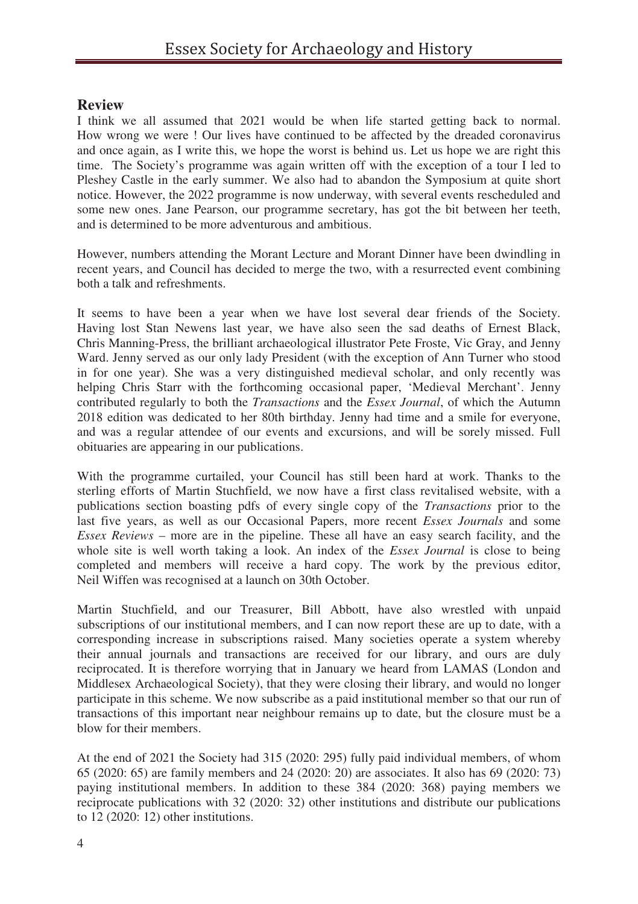## Review

I think we all assumed that 2021 would be when life started getting back to normal. How wrong we were ! Our lives have continued to be affected by the dreaded coronavirus and once again, as I write this, we hope the worst is behind us. Let us hope we are right this time. The Society's programme was again written off with the exception of a tour I led to Pleshey Castle in the early summer. We also had to abandon the Symposium at quite short notice. However, the 2022 programme is now underway, with several events rescheduled and some new ones. Jane Pearson, our programme secretary, has got the bit between her teeth, and is determined to be more adventurous and ambitious.

However, numbers attending the Morant Lecture and Morant Dinner have been dwindling in recent years, and Council has decided to merge the two, with a resurrected event combining both a talk and refreshments.

It seems to have been a year when we have lost several dear friends of the Society. Having lost Stan Newens last year, we have also seen the sad deaths of Ernest Black, Chris Manning-Press, the brilliant archaeological illustrator Pete Froste, Vic Gray, and Jenny Ward. Jenny served as our only lady President (with the exception of Ann Turner who stood in for one year). She was a very distinguished medieval scholar, and only recently was helping Chris Starr with the forthcoming occasional paper, 'Medieval Merchant'. Jenny contributed regularly to both the *Transactions* and the *Essex Journal*, of which the Autumn 2018 edition was dedicated to her 80th birthday. Jenny had time and a smile for everyone, and was a regular attendee of our events and excursions, and will be sorely missed. Full obituaries are appearing in our publications.

With the programme curtailed, your Council has still been hard at work. Thanks to the sterling efforts of Martin Stuchfield, we now have a first class revitalised website, with a publications section boasting pdfs of every single copy of the *Transactions* prior to the last five years, as well as our Occasional Papers, more recent *Essex Journals* and some *Essex Reviews* – more are in the pipeline. These all have an easy search facility, and the whole site is well worth taking a look. An index of the *Essex Journal* is close to being completed and members will receive a hard copy. The work by the previous editor, Neil Wiffen was recognised at a launch on 30th October.

Martin Stuchfield, and our Treasurer, Bill Abbott, have also wrestled with unpaid subscriptions of our institutional members, and I can now report these are up to date, with a corresponding increase in subscriptions raised. Many societies operate a system whereby their annual journals and transactions are received for our library, and ours are duly reciprocated. It is therefore worrying that in January we heard from LAMAS (London and Middlesex Archaeological Society), that they were closing their library, and would no longer participate in this scheme. We now subscribe as a paid institutional member so that our run of transactions of this important near neighbour remains up to date, but the closure must be a blow for their members.

At the end of 2021 the Society had 315 (2020: 295) fully paid individual members, of whom 65 (2020: 65) are family members and 24 (2020: 20) are associates. It also has 69 (2020: 73) paying institutional members. In addition to these 384 (2020: 368) paying members we reciprocate publications with 32 (2020: 32) other institutions and distribute our publications to 12 (2020: 12) other institutions.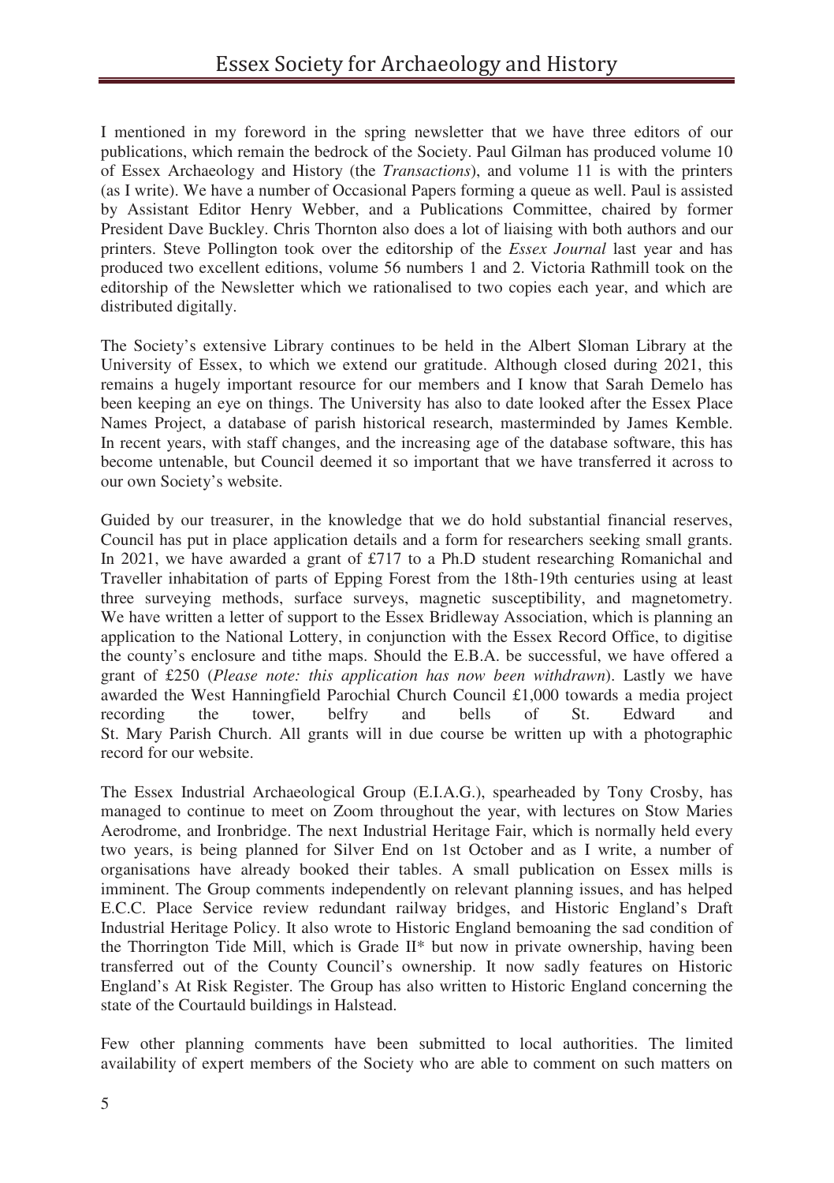I mentioned in my foreword in the spring newsletter that we have three editors of our publications, which remain the bedrock of the Society. Paul Gilman has produced volume 10 of Essex Archaeology and History (the *Transactions*), and volume 11 is with the printers (as I write). We have a number of Occasional Papers forming a queue as well. Paul is assisted by Assistant Editor Henry Webber, and a Publications Committee, chaired by former President Dave Buckley. Chris Thornton also does a lot of liaising with both authors and our printers. Steve Pollington took over the editorship of the *Essex Journal* last year and has produced two excellent editions, volume 56 numbers 1 and 2. Victoria Rathmill took on the editorship of the Newsletter which we rationalised to two copies each year, and which are distributed digitally.

The Society's extensive Library continues to be held in the Albert Sloman Library at the University of Essex, to which we extend our gratitude. Although closed during 2021, this remains a hugely important resource for our members and I know that Sarah Demelo has been keeping an eye on things. The University has also to date looked after the Essex Place Names Project, a database of parish historical research, masterminded by James Kemble. In recent years, with staff changes, and the increasing age of the database software, this has become untenable, but Council deemed it so important that we have transferred it across to our own Society's website.

Guided by our treasurer, in the knowledge that we do hold substantial financial reserves, Council has put in place application details and a form for researchers seeking small grants. In 2021, we have awarded a grant of £717 to a Ph.D student researching Romanichal and Traveller inhabitation of parts of Epping Forest from the 18th-19th centuries using at least three surveying methods, surface surveys, magnetic susceptibility, and magnetometry. We have written a letter of support to the Essex Bridleway Association, which is planning an application to the National Lottery, in conjunction with the Essex Record Office, to digitise the county's enclosure and tithe maps. Should the E.B.A. be successful, we have offered a grant of £250 (*Please note: this application has now been withdrawn*). Lastly we have awarded the West Hanningfield Parochial Church Council £1,000 towards a media project recording the tower, belfry and bells of St. Edward and St. Mary Parish Church. All grants will in due course be written up with a photographic record for our website.

The Essex Industrial Archaeological Group (E.I.A.G.), spearheaded by Tony Crosby, has managed to continue to meet on Zoom throughout the year, with lectures on Stow Maries Aerodrome, and Ironbridge. The next Industrial Heritage Fair, which is normally held every two years, is being planned for Silver End on 1st October and as I write, a number of organisations have already booked their tables. A small publication on Essex mills is imminent. The Group comments independently on relevant planning issues, and has helped E.C.C. Place Service review redundant railway bridges, and Historic England's Draft Industrial Heritage Policy. It also wrote to Historic England bemoaning the sad condition of the Thorrington Tide Mill, which is Grade II* but now in private ownership, having been transferred out of the County Council's ownership. It now sadly features on Historic England's At Risk Register. The Group has also written to Historic England concerning the state of the Courtauld buildings in Halstead.

Few other planning comments have been submitted to local authorities. The limited availability of expert members of the Society who are able to comment on such matters on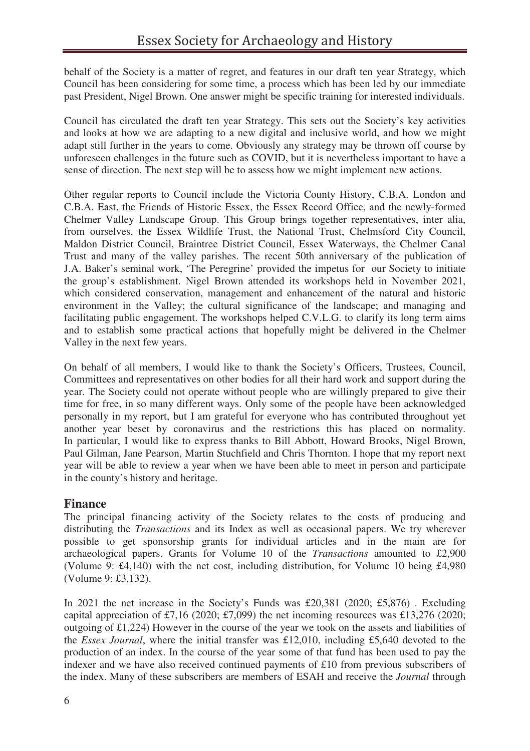behalf of the Society is a matter of regret, and features in our draft ten year Strategy, which Council has been considering for some time, a process which has been led by our immediate past President, Nigel Brown. One answer might be specific training for interested individuals.

Council has circulated the draft ten year Strategy. This sets out the Society's key activities and looks at how we are adapting to a new digital and inclusive world, and how we might adapt still further in the years to come. Obviously any strategy may be thrown off course by unforeseen challenges in the future such as COVID, but it is nevertheless important to have a sense of direction. The next step will be to assess how we might implement new actions.

Other regular reports to Council include the Victoria County History, C.B.A. London and C.B.A. East, the Friends of Historic Essex, the Essex Record Office, and the newly-formed Chelmer Valley Landscape Group. This Group brings together representatives, inter alia, from ourselves, the Essex Wildlife Trust, the National Trust, Chelmsford City Council, Maldon District Council, Braintree District Council, Essex Waterways, the Chelmer Canal Trust and many of the valley parishes. The recent 50th anniversary of the publication of J.A. Baker's seminal work, 'The Peregrine' provided the impetus for our Society to initiate the group's establishment. Nigel Brown attended its workshops held in November 2021, which considered conservation, management and enhancement of the natural and historic environment in the Valley; the cultural significance of the landscape; and managing and facilitating public engagement. The workshops helped C.V.L.G. to clarify its long term aims and to establish some practical actions that hopefully might be delivered in the Chelmer Valley in the next few years.

On behalf of all members, I would like to thank the Society's Officers, Trustees, Council, Committees and representatives on other bodies for all their hard work and support during the year. The Society could not operate without people who are willingly prepared to give their time for free, in so many different ways. Only some of the people have been acknowledged personally in my report, but I am grateful for everyone who has contributed throughout yet another year beset by coronavirus and the restrictions this has placed on normality. In particular, I would like to express thanks to Bill Abbott, Howard Brooks, Nigel Brown, Paul Gilman, Jane Pearson, Martin Stuchfield and Chris Thornton. I hope that my report next year will be able to review a year when we have been able to meet in person and participate in the county's history and heritage.

## Finance

The principal financing activity of the Society relates to the costs of producing and distributing the *Transactions* and its Index as well as occasional papers. We try wherever possible to get sponsorship grants for individual articles and in the main are for archaeological papers. Grants for Volume 10 of the *Transactions* amounted to £2,900 (Volume 9: £4,140) with the net cost, including distribution, for Volume 10 being £4,980 (Volume 9: £3,132).

In 2021 the net increase in the Society's Funds was £20,381 (2020; £5,876) . Excluding capital appreciation of £7,16 (2020; £7,099) the net incoming resources was £13,276 (2020; outgoing of £1,224) However in the course of the year we took on the assets and liabilities of the *Essex Journal*, where the initial transfer was £12,010, including £5,640 devoted to the production of an index. In the course of the year some of that fund has been used to pay the indexer and we have also received continued payments of £10 from previous subscribers of the index. Many of these subscribers are members of ESAH and receive the *Journal* through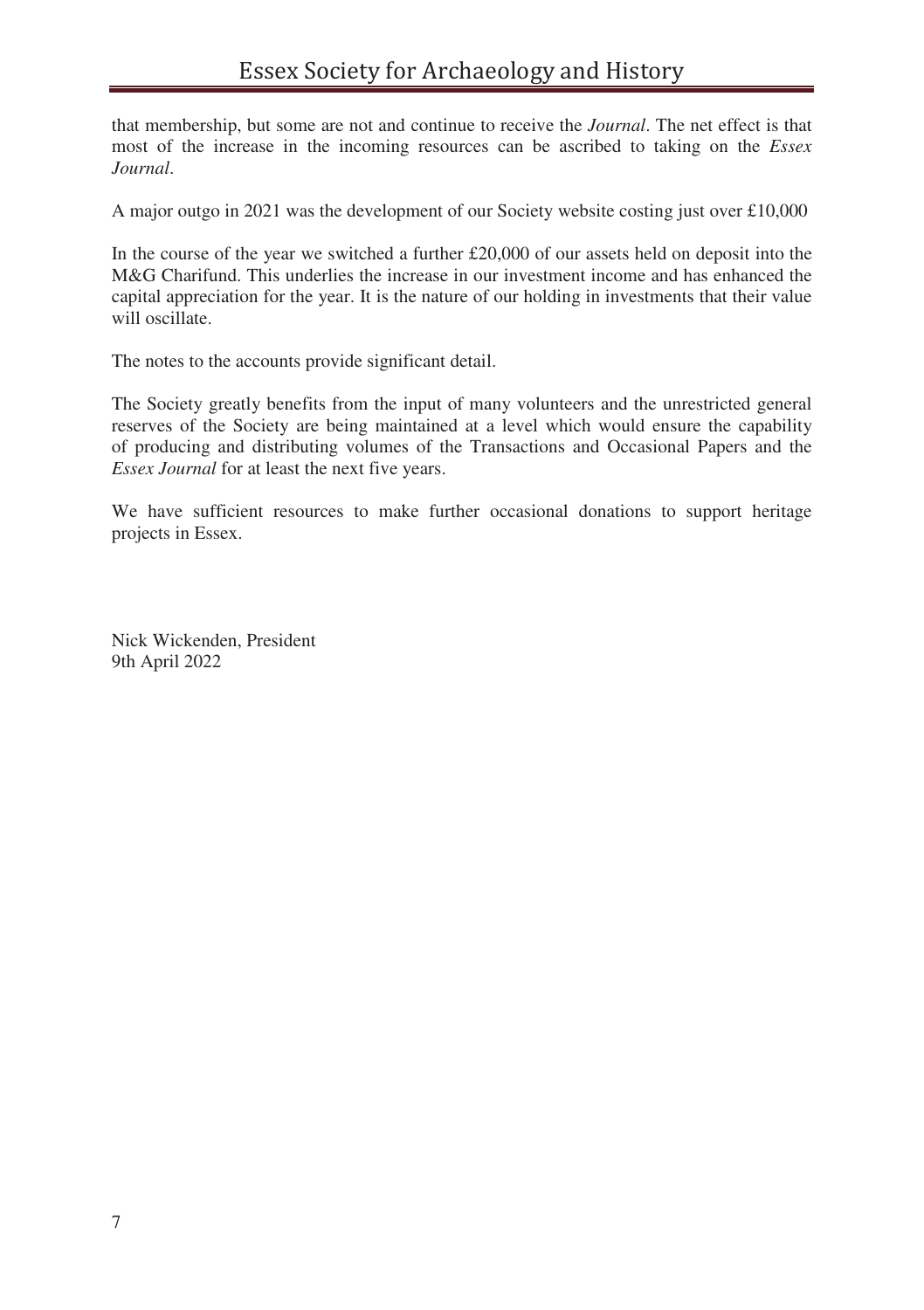that membership, but some are not and continue to receive the *Journal*. The net effect is that most of the increase in the incoming resources can be ascribed to taking on the *Essex Journal*.

A major outgo in 2021 was the development of our Society website costing just over £10,000

In the course of the year we switched a further £20,000 of our assets held on deposit into the M&G Charifund. This underlies the increase in our investment income and has enhanced the capital appreciation for the year. It is the nature of our holding in investments that their value will oscillate.

The notes to the accounts provide significant detail.

The Society greatly benefits from the input of many volunteers and the unrestricted general reserves of the Society are being maintained at a level which would ensure the capability of producing and distributing volumes of the Transactions and Occasional Papers and the *Essex Journal* for at least the next five years.

We have sufficient resources to make further occasional donations to support heritage projects in Essex.

Nick Wickenden, President
9th April 2022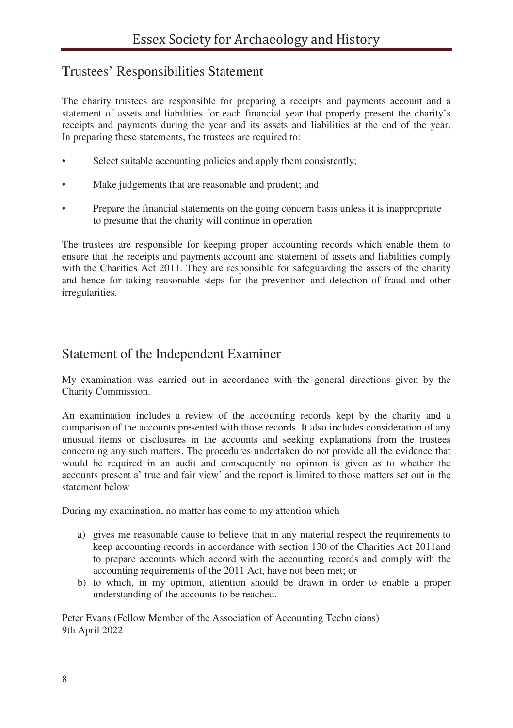## Trustees' Responsibilities Statement

The charity trustees are responsible for preparing a receipts and payments account and a statement of assets and liabilities for each financial year that properly present the charity's receipts and payments during the year and its assets and liabilities at the end of the year. In preparing these statements, the trustees are required to:

- Select suitable accounting policies and apply them consistently;
- Make judgements that are reasonable and prudent; and
- Prepare the financial statements on the going concern basis unless it is inappropriate to presume that the charity will continue in operation

The trustees are responsible for keeping proper accounting records which enable them to ensure that the receipts and payments account and statement of assets and liabilities comply with the Charities Act 2011. They are responsible for safeguarding the assets of the charity and hence for taking reasonable steps for the prevention and detection of fraud and other irregularities.

## Statement of the Independent Examiner

My examination was carried out in accordance with the general directions given by the Charity Commission.

An examination includes a review of the accounting records kept by the charity and a comparison of the accounts presented with those records. It also includes consideration of any unusual items or disclosures in the accounts and seeking explanations from the trustees concerning any such matters. The procedures undertaken do not provide all the evidence that would be required in an audit and consequently no opinion is given as to whether the accounts present a' true and fair view' and the report is limited to those matters set out in the statement below

During my examination, no matter has come to my attention which

a) gives me reasonable cause to believe that in any material respect the requirements to keep accounting records in accordance with section 130 of the Charities Act 2011and to prepare accounts which accord with the accounting records and comply with the accounting requirements of the 2011 Act, have not been met; or
b) to which, in my opinion, attention should be drawn in order to enable a proper understanding of the accounts to be reached.

Peter Evans (Fellow Member of the Association of Accounting Technicians)
9th April 2022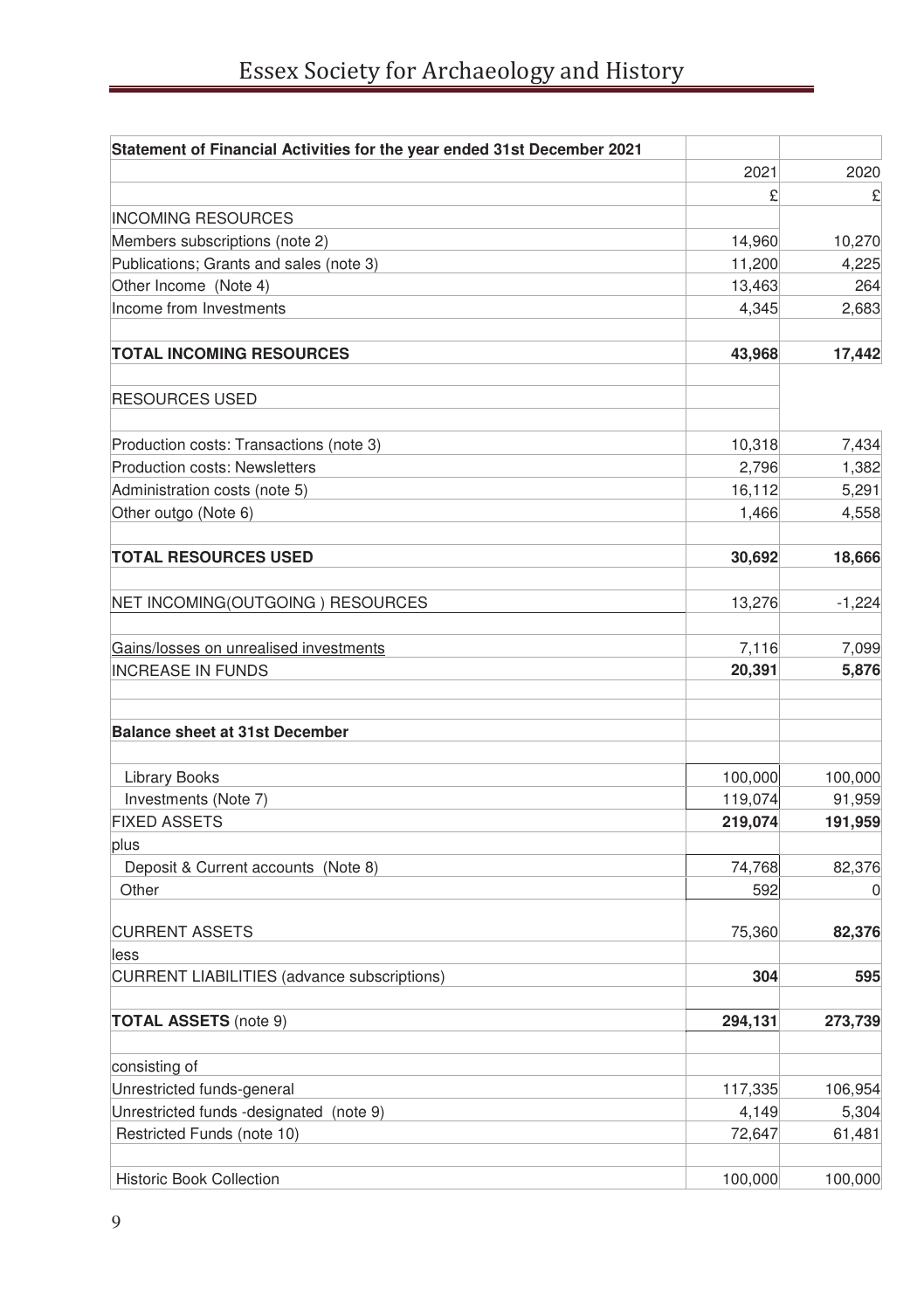| Statement of Financial Activities for the year ended 31st December 2021 | | |
|---|---|---|
| | 2021 | 2020 |
| | £ | £ |
| INCOMING RESOURCES | | |
| Members subscriptions (note 2) | 14,960 | 10,270 |
| Publications; Grants and sales (note 3) | 11,200 | 4,225 |
| Other Income (Note 4) | 13,463 | 264 |
| Income from Investments | 4,345 | 2,683 |
| | | |
| **TOTAL INCOMING RESOURCES** | **43,968** | **17,442** |
| | | |
| RESOURCES USED | | |
| | | |
| Production costs: Transactions (note 3) | 10,318 | 7,434 |
| Production costs: Newsletters | 2,796 | 1,382 |
| Administration costs (note 5) | 16,112 | 5,291 |
| Other outgo (Note 6) | 1,466 | 4,558 |
| | | |
| **TOTAL RESOURCES USED** | **30,692** | **18,666** |
| | | |
| NET INCOMING(OUTGOING ) RESOURCES | 13,276 | -1,224 |
| | | |
| Gains/losses on unrealised investments | 7,116 | 7,099 |
| INCREASE IN FUNDS | **20,391** | **5,876** |
| | | |
| | | |
| **Balance sheet at 31st December** | | |
| | | |
| Library Books | 100,000 | 100,000 |
| Investments (Note 7) | 119,074 | 91,959 |
| FIXED ASSETS | **219,074** | **191,959** |
| plus | | |
| Deposit & Current accounts (Note 8) | 74,768 | 82,376 |
| Other | 592 | 0 |
| | | |
| CURRENT ASSETS | 75,360 | **82,376** |
| less | | |
| CURRENT LIABILITIES (advance subscriptions) | **304** | **595** |
| | | |
| **TOTAL ASSETS** (note 9) | **294,131** | **273,739** |
| | | |
| consisting of | | |
| Unrestricted funds-general | 117,335 | 106,954 |
| Unrestricted funds -designated (note 9) | 4,149 | 5,304 |
| Restricted Funds (note 10) | 72,647 | 61,481 |
| | | |
| Historic Book Collection | 100,000 | 100,000 |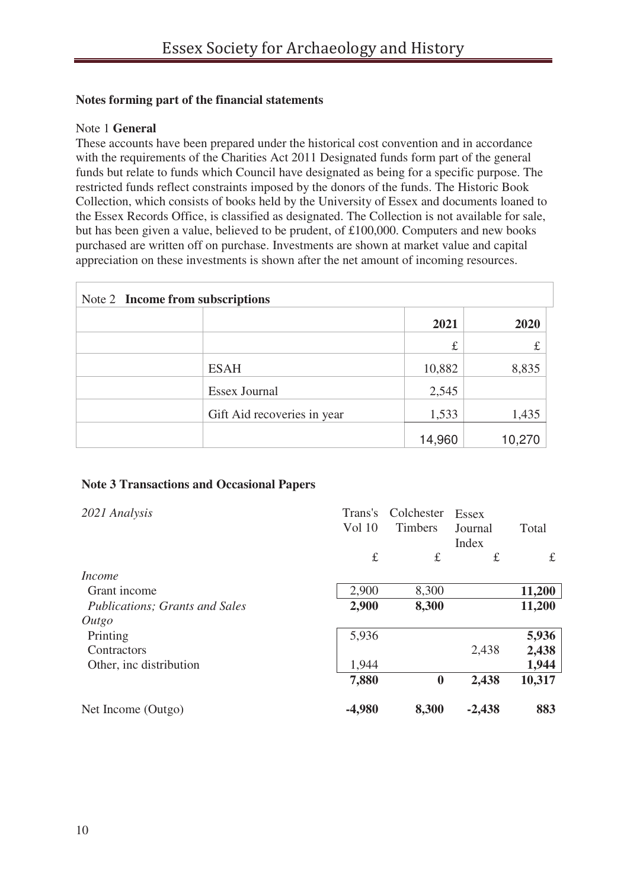## Notes forming part of the financial statements

Note 1 **General**

These accounts have been prepared under the historical cost convention and in accordance with the requirements of the Charities Act 2011 Designated funds form part of the general funds but relate to funds which Council have designated as being for a specific purpose. The restricted funds reflect constraints imposed by the donors of the funds. The Historic Book Collection, which consists of books held by the University of Essex and documents loaned to the Essex Records Office, is classified as designated. The Collection is not available for sale, but has been given a value, believed to be prudent, of £100,000. Computers and new books purchased are written off on purchase. Investments are shown at market value and capital appreciation on these investments is shown after the net amount of incoming resources.

Note 2 **Income from subscriptions**

| | | 2021 | 2020 |
|---|---|---|---|
| | | £ | £ |
| | ESAH | 10,882 | 8,835 |
| | Essex Journal | 2,545 | |
| | Gift Aid recoveries in year | 1,533 | 1,435 |
| | | 14,960 | 10,270 |

**Note 3 Transactions and Occasional Papers**

| *2021 Analysis* | Trans's Vol 10 | Colchester Timbers | Essex Journal Index | Total |
|---|---|---|---|---|
| | £ | £ | £ | £ |
| *Income* | | | | |
| Grant income | 2,900 | 8,300 | | **11,200** |
| *Publications; Grants and Sales* | **2,900** | **8,300** | | **11,200** |
| *Outgo* | | | | |
| Printing | 5,936 | | | **5,936** |
| Contractors | | | 2,438 | **2,438** |
| Other, inc distribution | 1,944 | | | **1,944** |
| | **7,880** | **0** | **2,438** | **10,317** |
| Net Income (Outgo) | **-4,980** | **8,300** | **-2,438** | **883** |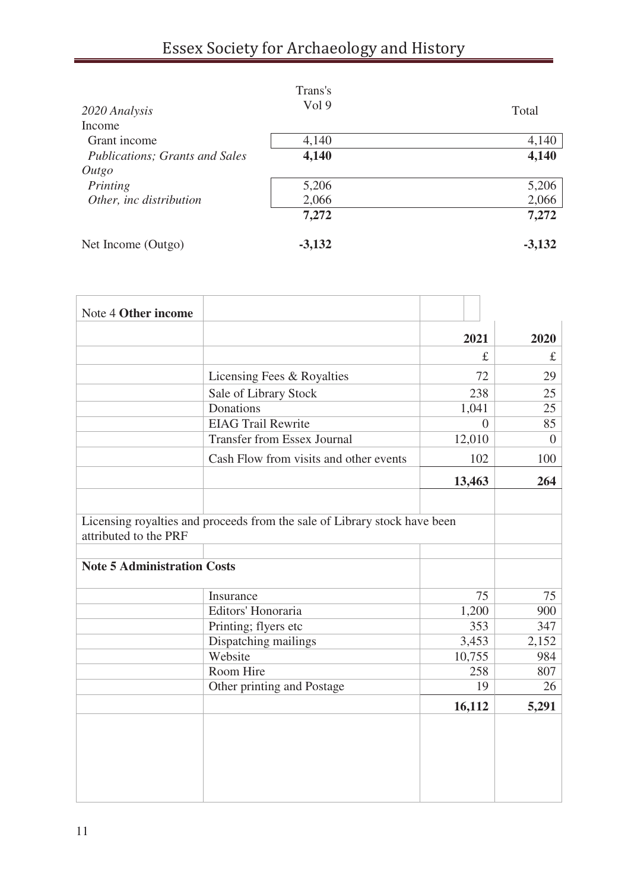| *2020 Analysis* | Trans's Vol 9 | Total |
|---|---|---|
| Income | | |
| Grant income | 4,140 | 4,140 |
| *Publications; Grants and Sales* | **4,140** | **4,140** |
| *Outgo* | | |
| *Printing* | 5,206 | 5,206 |
| *Other, inc distribution* | 2,066 | 2,066 |
| | **7,272** | **7,272** |
| Net Income (Outgo) | **-3,132** | **-3,132** |

| Note 4 **Other income** | | | |
|---|---|---|---|
| | | **2021** | **2020** |
| | | £ | £ |
| | Licensing Fees & Royalties | 72 | 29 |
| | Sale of Library Stock | 238 | 25 |
| | Donations | 1,041 | 25 |
| | EIAG Trail Rewrite | 0 | 85 |
| | Transfer from Essex Journal | 12,010 | 0 |
| | Cash Flow from visits and other events | 102 | 100 |
| | | **13,463** | **264** |

Licensing royalties and proceeds from the sale of Library stock have been attributed to the PRF

| **Note 5 Administration Costs** | | 2021 | 2020 |
|---|---|---|---|
| | Insurance | 75 | 75 |
| | Editors' Honoraria | 1,200 | 900 |
| | Printing; flyers etc | 353 | 347 |
| | Dispatching mailings | 3,453 | 2,152 |
| | Website | 10,755 | 984 |
| | Room Hire | 258 | 807 |
| | Other printing and Postage | 19 | 26 |
| | | **16,112** | **5,291** |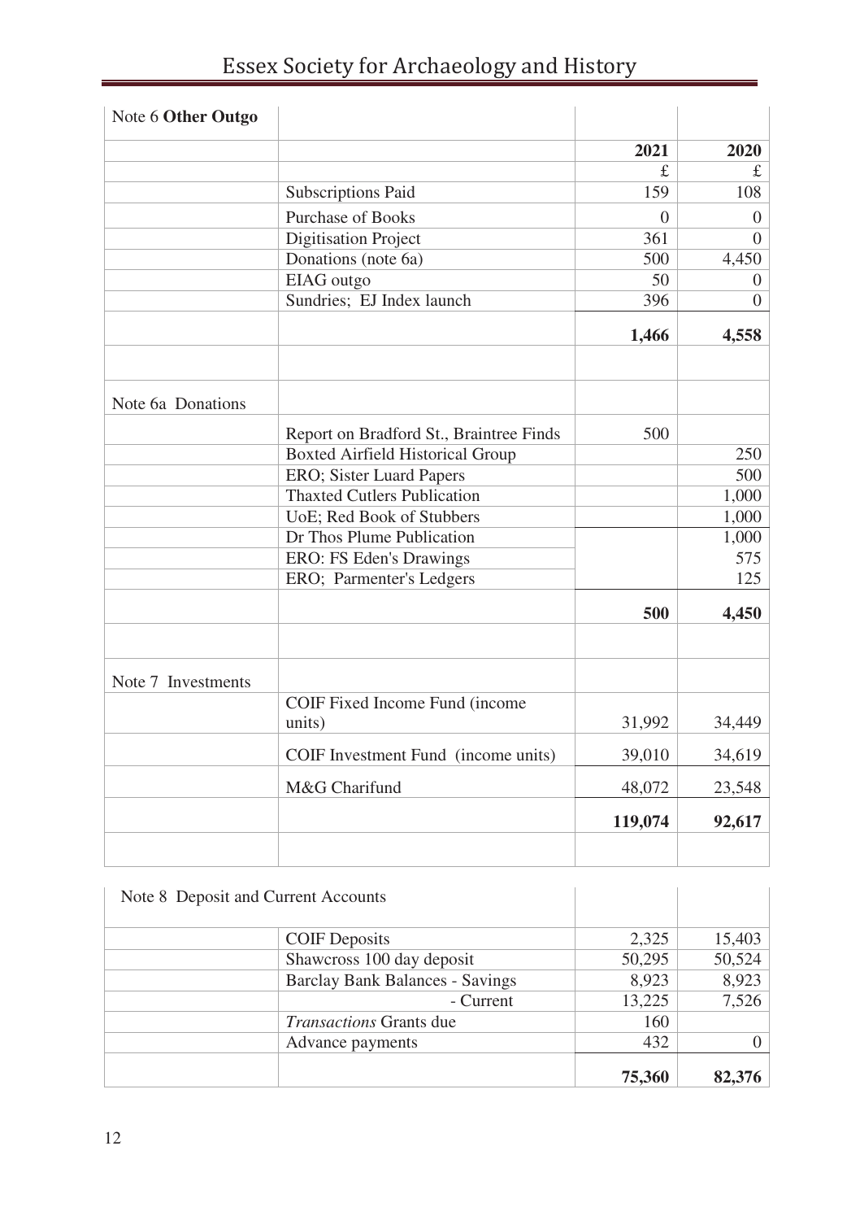| Note 6 **Other Outgo** | | | |
|---|---|---|---|
| | | **2021** | **2020** |
| | | £ | £ |
| | Subscriptions Paid | 159 | 108 |
| | Purchase of Books | 0 | 0 |
| | Digitisation Project | 361 | 0 |
| | Donations (note 6a) | 500 | 4,450 |
| | EIAG outgo | 50 | 0 |
| | Sundries; EJ Index launch | 396 | 0 |
| | | **1,466** | **4,558** |
| | | | |
| Note 6a Donations | | | |
| | Report on Bradford St., Braintree Finds | 500 | |
| | Boxted Airfield Historical Group | | 250 |
| | ERO; Sister Luard Papers | | 500 |
| | Thaxted Cutlers Publication | | 1,000 |
| | UoE; Red Book of Stubbers | | 1,000 |
| | Dr Thos Plume Publication | | 1,000 |
| | ERO: FS Eden's Drawings | | 575 |
| | ERO; Parmenter's Ledgers | | 125 |
| | | **500** | **4,450** |
| | | | |
| Note 7 Investments | | | |
| | COIF Fixed Income Fund (income units) | 31,992 | 34,449 |
| | COIF Investment Fund (income units) | 39,010 | 34,619 |
| | M&G Charifund | 48,072 | 23,548 |
| | | **119,074** | **92,617** |

| Note 8 Deposit and Current Accounts | | | |
|---|---|---|---|
| | COIF Deposits | 2,325 | 15,403 |
| | Shawcross 100 day deposit | 50,295 | 50,524 |
| | Barclay Bank Balances - Savings | 8,923 | 8,923 |
| | - Current | 13,225 | 7,526 |
| | *Transactions* Grants due | 160 | |
| | Advance payments | 432 | 0 |
| | | **75,360** | **82,376** |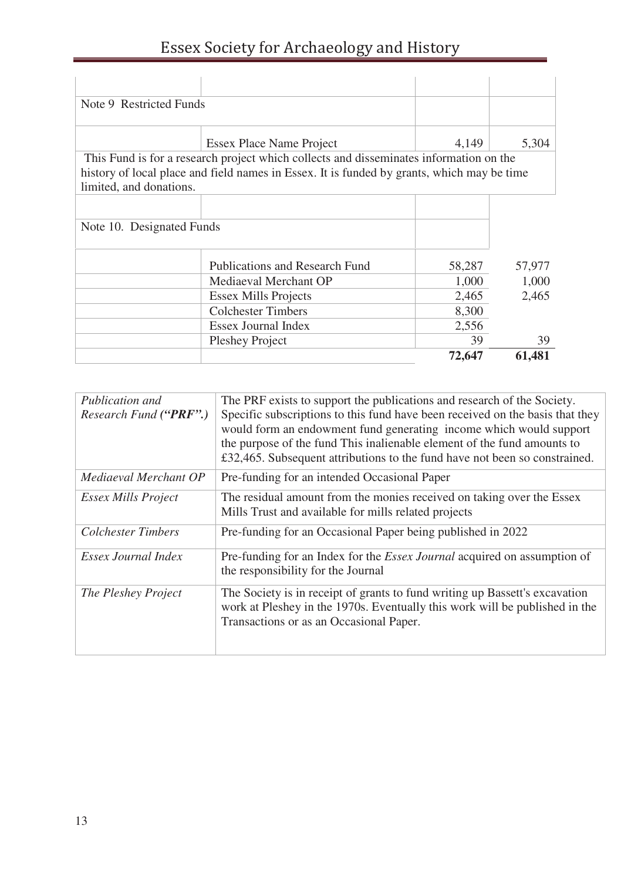| | | | |
|---|---|---|---|
| Note 9 Restricted Funds | | | |
| | Essex Place Name Project | 4,149 | 5,304 |

This Fund is for a research project which collects and disseminates information on the history of local place and field names in Essex. It is funded by grants, which may be time limited, and donations.

| | | | |
|---|---|---|---|
| Note 10. Designated Funds | | | |
| | Publications and Research Fund | 58,287 | 57,977 |
| | Mediaeval Merchant OP | 1,000 | 1,000 |
| | Essex Mills Projects | 2,465 | 2,465 |
| | Colchester Timbers | 8,300 | |
| | Essex Journal Index | 2,556 | |
| | Pleshey Project | 39 | 39 |
| | | **72,647** | **61,481** |

| | |
|---|---|
| *Publication and Research Fund ("PRF".)* | The PRF exists to support the publications and research of the Society. Specific subscriptions to this fund have been received on the basis that they would form an endowment fund generating income which would support the purpose of the fund This inalienable element of the fund amounts to £32,465. Subsequent attributions to the fund have not been so constrained. |
| *Mediaeval Merchant OP* | Pre-funding for an intended Occasional Paper |
| *Essex Mills Project* | The residual amount from the monies received on taking over the Essex Mills Trust and available for mills related projects |
| *Colchester Timbers* | Pre-funding for an Occasional Paper being published in 2022 |
| *Essex Journal Index* | Pre-funding for an Index for the *Essex Journal* acquired on assumption of the responsibility for the Journal |
| *The Pleshey Project* | The Society is in receipt of grants to fund writing up Bassett's excavation work at Pleshey in the 1970s. Eventually this work will be published in the Transactions or as an Occasional Paper. |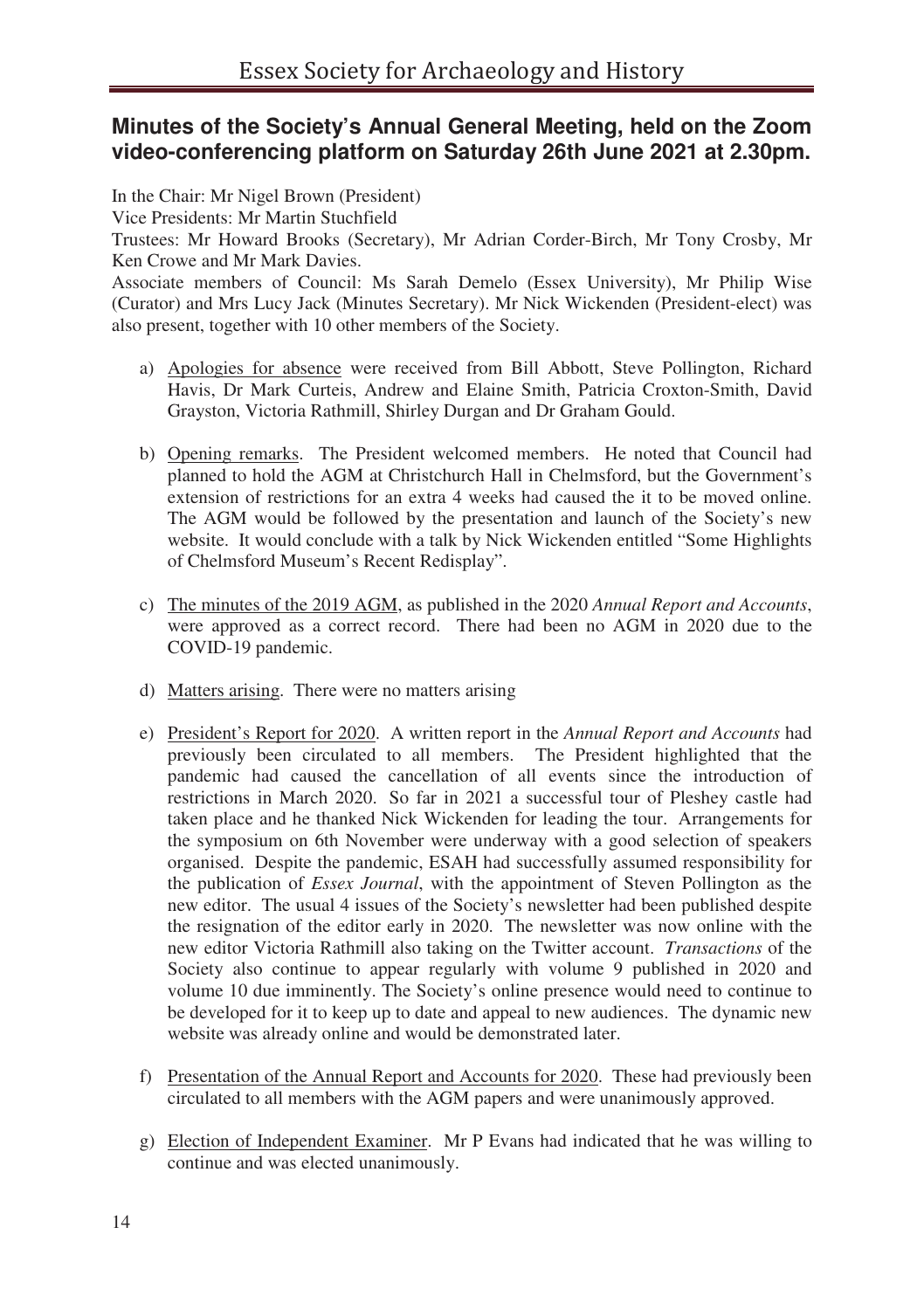## Minutes of the Society's Annual General Meeting, held on the Zoom video-conferencing platform on Saturday 26th June 2021 at 2.30pm.

In the Chair: Mr Nigel Brown (President)
Vice Presidents: Mr Martin Stuchfield
Trustees: Mr Howard Brooks (Secretary), Mr Adrian Corder-Birch, Mr Tony Crosby, Mr Ken Crowe and Mr Mark Davies.
Associate members of Council: Ms Sarah Demelo (Essex University), Mr Philip Wise (Curator) and Mrs Lucy Jack (Minutes Secretary). Mr Nick Wickenden (President-elect) was also present, together with 10 other members of the Society.

a) Apologies for absence were received from Bill Abbott, Steve Pollington, Richard Havis, Dr Mark Curteis, Andrew and Elaine Smith, Patricia Croxton-Smith, David Grayston, Victoria Rathmill, Shirley Durgan and Dr Graham Gould.

b) Opening remarks. The President welcomed members. He noted that Council had planned to hold the AGM at Christchurch Hall in Chelmsford, but the Government's extension of restrictions for an extra 4 weeks had caused the it to be moved online. The AGM would be followed by the presentation and launch of the Society's new website. It would conclude with a talk by Nick Wickenden entitled "Some Highlights of Chelmsford Museum's Recent Redisplay".

c) The minutes of the 2019 AGM, as published in the 2020 *Annual Report and Accounts*, were approved as a correct record. There had been no AGM in 2020 due to the COVID-19 pandemic.

d) Matters arising. There were no matters arising

e) President's Report for 2020. A written report in the *Annual Report and Accounts* had previously been circulated to all members. The President highlighted that the pandemic had caused the cancellation of all events since the introduction of restrictions in March 2020. So far in 2021 a successful tour of Pleshey castle had taken place and he thanked Nick Wickenden for leading the tour. Arrangements for the symposium on 6th November were underway with a good selection of speakers organised. Despite the pandemic, ESAH had successfully assumed responsibility for the publication of *Essex Journal*, with the appointment of Steven Pollington as the new editor. The usual 4 issues of the Society's newsletter had been published despite the resignation of the editor early in 2020. The newsletter was now online with the new editor Victoria Rathmill also taking on the Twitter account. *Transactions* of the Society also continue to appear regularly with volume 9 published in 2020 and volume 10 due imminently. The Society's online presence would need to continue to be developed for it to keep up to date and appeal to new audiences. The dynamic new website was already online and would be demonstrated later.

f) Presentation of the Annual Report and Accounts for 2020. These had previously been circulated to all members with the AGM papers and were unanimously approved.

g) Election of Independent Examiner. Mr P Evans had indicated that he was willing to continue and was elected unanimously.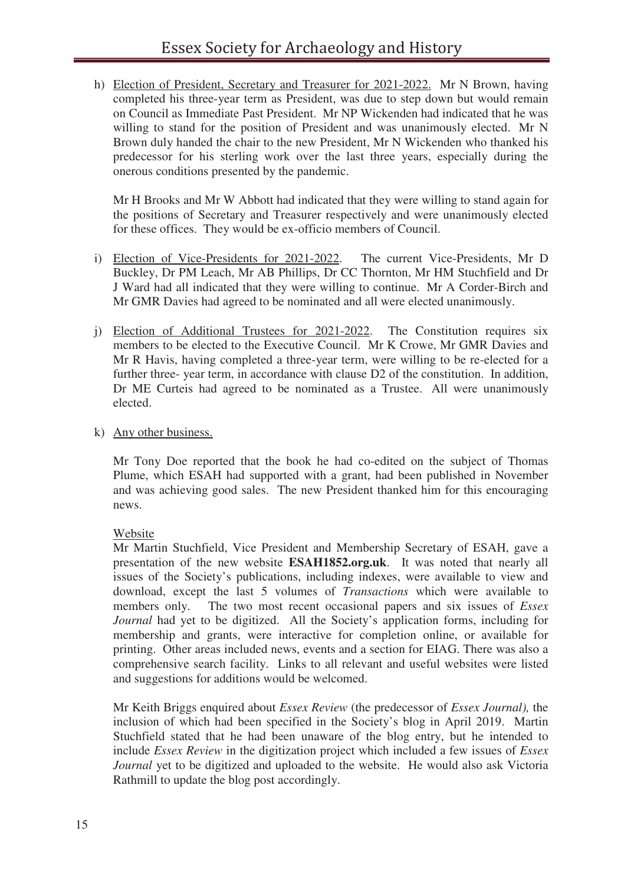h) Election of President, Secretary and Treasurer for 2021-2022. Mr N Brown, having completed his three-year term as President, was due to step down but would remain on Council as Immediate Past President. Mr NP Wickenden had indicated that he was willing to stand for the position of President and was unanimously elected. Mr N Brown duly handed the chair to the new President, Mr N Wickenden who thanked his predecessor for his sterling work over the last three years, especially during the onerous conditions presented by the pandemic.

   Mr H Brooks and Mr W Abbott had indicated that they were willing to stand again for the positions of Secretary and Treasurer respectively and were unanimously elected for these offices. They would be ex-officio members of Council.

i) Election of Vice-Presidents for 2021-2022. The current Vice-Presidents, Mr D Buckley, Dr PM Leach, Mr AB Phillips, Dr CC Thornton, Mr HM Stuchfield and Dr J Ward had all indicated that they were willing to continue. Mr A Corder-Birch and Mr GMR Davies had agreed to be nominated and all were elected unanimously.

j) Election of Additional Trustees for 2021-2022. The Constitution requires six members to be elected to the Executive Council. Mr K Crowe, Mr GMR Davies and Mr R Havis, having completed a three-year term, were willing to be re-elected for a further three- year term, in accordance with clause D2 of the constitution. In addition, Dr ME Curteis had agreed to be nominated as a Trustee. All were unanimously elected.

k) Any other business.

   Mr Tony Doe reported that the book he had co-edited on the subject of Thomas Plume, which ESAH had supported with a grant, had been published in November and was achieving good sales. The new President thanked him for this encouraging news.

   Website

   Mr Martin Stuchfield, Vice President and Membership Secretary of ESAH, gave a presentation of the new website **ESAH1852.org.uk**. It was noted that nearly all issues of the Society's publications, including indexes, were available to view and download, except the last 5 volumes of *Transactions* which were available to members only. The two most recent occasional papers and six issues of *Essex Journal* had yet to be digitized. All the Society's application forms, including for membership and grants, were interactive for completion online, or available for printing. Other areas included news, events and a section for EIAG. There was also a comprehensive search facility. Links to all relevant and useful websites were listed and suggestions for additions would be welcomed.

   Mr Keith Briggs enquired about *Essex Review* (the predecessor of *Essex Journal),* the inclusion of which had been specified in the Society's blog in April 2019. Martin Stuchfield stated that he had been unaware of the blog entry, but he intended to include *Essex Review* in the digitization project which included a few issues of *Essex Journal* yet to be digitized and uploaded to the website. He would also ask Victoria Rathmill to update the blog post accordingly.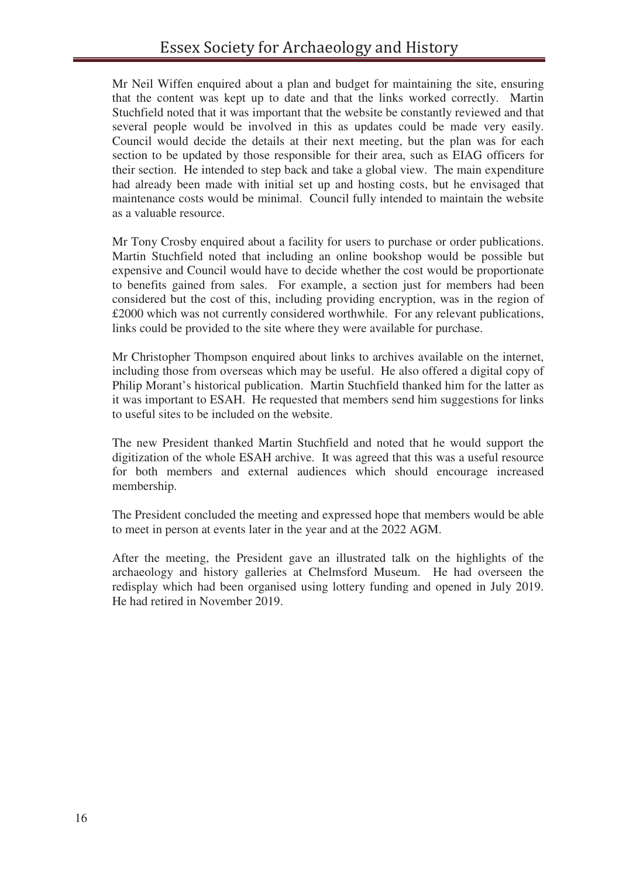Mr Neil Wiffen enquired about a plan and budget for maintaining the site, ensuring that the content was kept up to date and that the links worked correctly. Martin Stuchfield noted that it was important that the website be constantly reviewed and that several people would be involved in this as updates could be made very easily. Council would decide the details at their next meeting, but the plan was for each section to be updated by those responsible for their area, such as EIAG officers for their section. He intended to step back and take a global view. The main expenditure had already been made with initial set up and hosting costs, but he envisaged that maintenance costs would be minimal. Council fully intended to maintain the website as a valuable resource.

Mr Tony Crosby enquired about a facility for users to purchase or order publications. Martin Stuchfield noted that including an online bookshop would be possible but expensive and Council would have to decide whether the cost would be proportionate to benefits gained from sales. For example, a section just for members had been considered but the cost of this, including providing encryption, was in the region of £2000 which was not currently considered worthwhile. For any relevant publications, links could be provided to the site where they were available for purchase.

Mr Christopher Thompson enquired about links to archives available on the internet, including those from overseas which may be useful. He also offered a digital copy of Philip Morant's historical publication. Martin Stuchfield thanked him for the latter as it was important to ESAH. He requested that members send him suggestions for links to useful sites to be included on the website.

The new President thanked Martin Stuchfield and noted that he would support the digitization of the whole ESAH archive. It was agreed that this was a useful resource for both members and external audiences which should encourage increased membership.

The President concluded the meeting and expressed hope that members would be able to meet in person at events later in the year and at the 2022 AGM.

After the meeting, the President gave an illustrated talk on the highlights of the archaeology and history galleries at Chelmsford Museum. He had overseen the redisplay which had been organised using lottery funding and opened in July 2019. He had retired in November 2019.